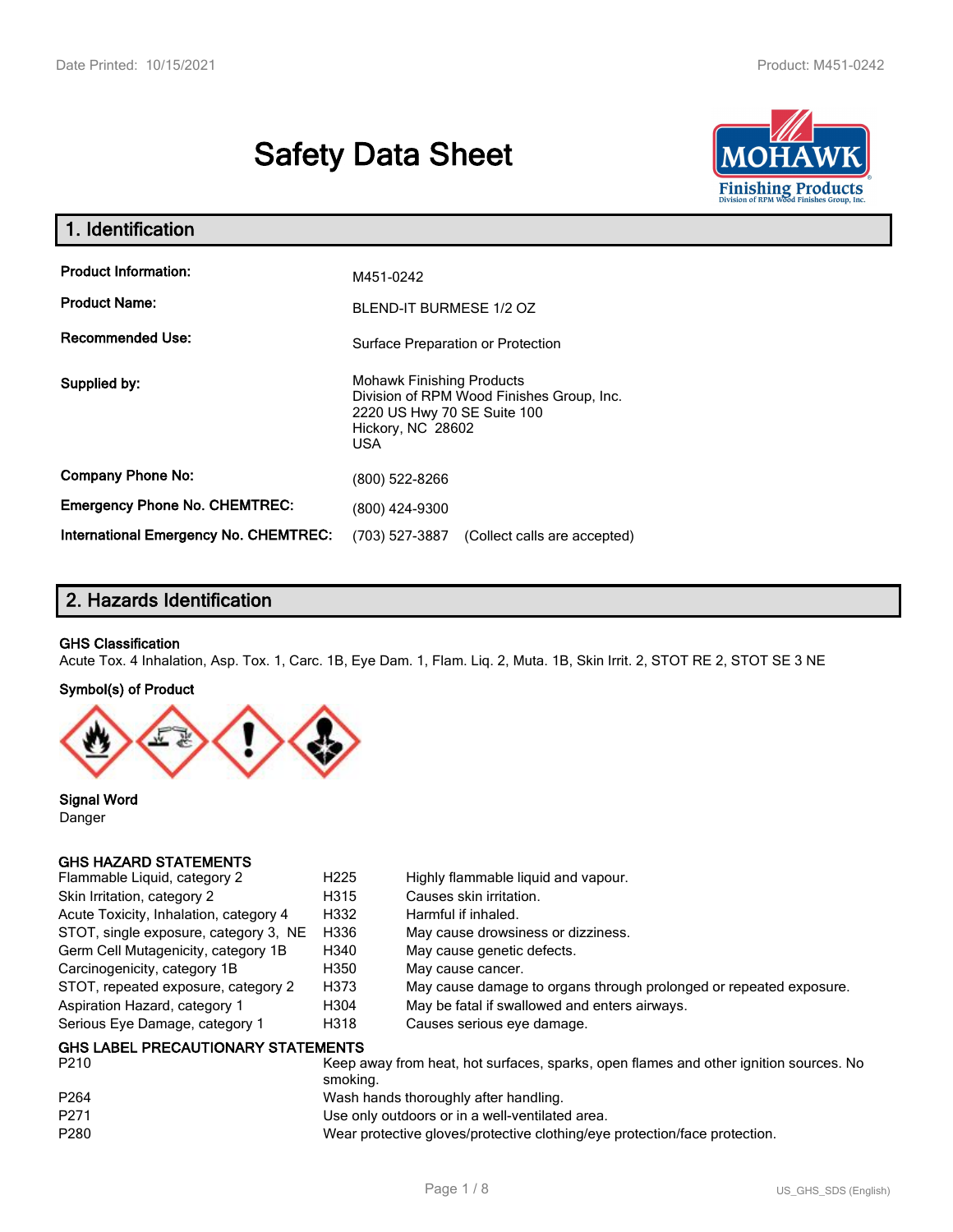# Safety Data Sheet

## 1. Identification

| | |
|---|---|
| **Product Information:** | M451-0242 |
| **Product Name:** | BLEND-IT BURMESE 1/2 OZ |
| **Recommended Use:** | Surface Preparation or Protection |
| **Supplied by:** | Mohawk Finishing Products<br>Division of RPM Wood Finishes Group, Inc.<br>2220 US Hwy 70 SE Suite 100<br>Hickory, NC 28602<br>USA |
| **Company Phone No:** | (800) 522-8266 |
| **Emergency Phone No. CHEMTREC:** | (800) 424-9300 |
| **International Emergency No. CHEMTREC:** | (703) 527-3887 (Collect calls are accepted) |

## 2. Hazards Identification

**GHS Classification**

Acute Tox. 4 Inhalation, Asp. Tox. 1, Carc. 1B, Eye Dam. 1, Flam. Liq. 2, Muta. 1B, Skin Irrit. 2, STOT RE 2, STOT SE 3 NE

**Symbol(s) of Product**

**Signal Word**

Danger

**GHS HAZARD STATEMENTS**

| | | |
|---|---|---|
| Flammable Liquid, category 2 | H225 | Highly flammable liquid and vapour. |
| Skin Irritation, category 2 | H315 | Causes skin irritation. |
| Acute Toxicity, Inhalation, category 4 | H332 | Harmful if inhaled. |
| STOT, single exposure, category 3, NE | H336 | May cause drowsiness or dizziness. |
| Germ Cell Mutagenicity, category 1B | H340 | May cause genetic defects. |
| Carcinogenicity, category 1B | H350 | May cause cancer. |
| STOT, repeated exposure, category 2 | H373 | May cause damage to organs through prolonged or repeated exposure. |
| Aspiration Hazard, category 1 | H304 | May be fatal if swallowed and enters airways. |
| Serious Eye Damage, category 1 | H318 | Causes serious eye damage. |

**GHS LABEL PRECAUTIONARY STATEMENTS**

| | |
|---|---|
| P210 | Keep away from heat, hot surfaces, sparks, open flames and other ignition sources. No smoking. |
| P264 | Wash hands thoroughly after handling. |
| P271 | Use only outdoors or in a well-ventilated area. |
| P280 | Wear protective gloves/protective clothing/eye protection/face protection. |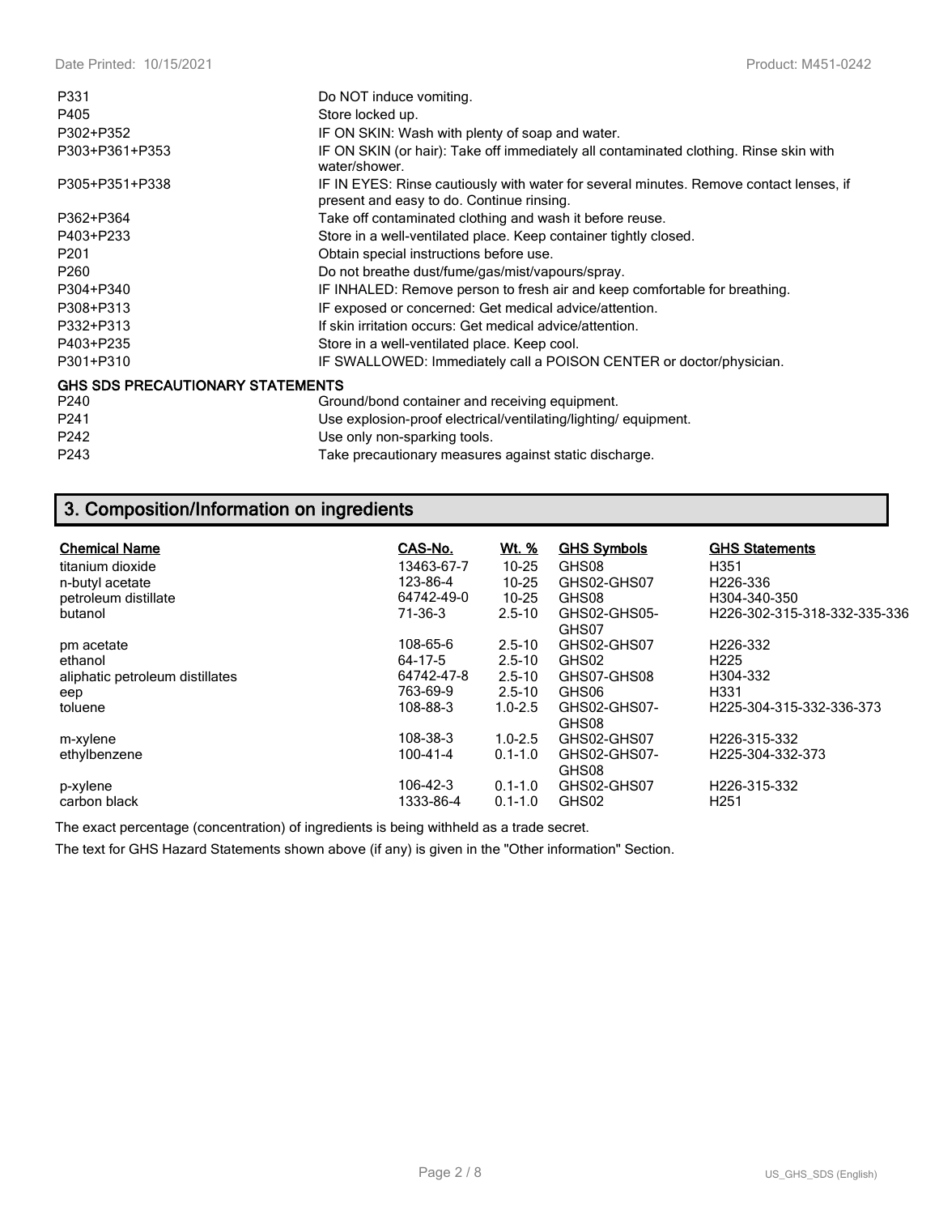| | |
|---|---|
| P331 | Do NOT induce vomiting. |
| P405 | Store locked up. |
| P302+P352 | IF ON SKIN: Wash with plenty of soap and water. |
| P303+P361+P353 | IF ON SKIN (or hair): Take off immediately all contaminated clothing. Rinse skin with water/shower. |
| P305+P351+P338 | IF IN EYES: Rinse cautiously with water for several minutes. Remove contact lenses, if present and easy to do. Continue rinsing. |
| P362+P364 | Take off contaminated clothing and wash it before reuse. |
| P403+P233 | Store in a well-ventilated place. Keep container tightly closed. |
| P201 | Obtain special instructions before use. |
| P260 | Do not breathe dust/fume/gas/mist/vapours/spray. |
| P304+P340 | IF INHALED: Remove person to fresh air and keep comfortable for breathing. |
| P308+P313 | IF exposed or concerned: Get medical advice/attention. |
| P332+P313 | If skin irritation occurs: Get medical advice/attention. |
| P403+P235 | Store in a well-ventilated place. Keep cool. |
| P301+P310 | IF SWALLOWED: Immediately call a POISON CENTER or doctor/physician. |

**GHS SDS PRECAUTIONARY STATEMENTS**

| | |
|---|---|
| P240 | Ground/bond container and receiving equipment. |
| P241 | Use explosion-proof electrical/ventilating/lighting/ equipment. |
| P242 | Use only non-sparking tools. |
| P243 | Take precautionary measures against static discharge. |

## 3. Composition/Information on ingredients

| Chemical Name | CAS-No. | Wt. % | GHS Symbols | GHS Statements |
|---|---|---|---|---|
| titanium dioxide | 13463-67-7 | 10-25 | GHS08 | H351 |
| n-butyl acetate | 123-86-4 | 10-25 | GHS02-GHS07 | H226-336 |
| petroleum distillate | 64742-49-0 | 10-25 | GHS08 | H304-340-350 |
| butanol | 71-36-3 | 2.5-10 | GHS02-GHS05-GHS07 | H226-302-315-318-332-335-336 |
| pm acetate | 108-65-6 | 2.5-10 | GHS02-GHS07 | H226-332 |
| ethanol | 64-17-5 | 2.5-10 | GHS02 | H225 |
| aliphatic petroleum distillates | 64742-47-8 | 2.5-10 | GHS07-GHS08 | H304-332 |
| eep | 763-69-9 | 2.5-10 | GHS06 | H331 |
| toluene | 108-88-3 | 1.0-2.5 | GHS02-GHS07-GHS08 | H225-304-315-332-336-373 |
| m-xylene | 108-38-3 | 1.0-2.5 | GHS02-GHS07 | H226-315-332 |
| ethylbenzene | 100-41-4 | 0.1-1.0 | GHS02-GHS07-GHS08 | H225-304-332-373 |
| p-xylene | 106-42-3 | 0.1-1.0 | GHS02-GHS07 | H226-315-332 |
| carbon black | 1333-86-4 | 0.1-1.0 | GHS02 | H251 |

The exact percentage (concentration) of ingredients is being withheld as a trade secret.

The text for GHS Hazard Statements shown above (if any) is given in the "Other information" Section.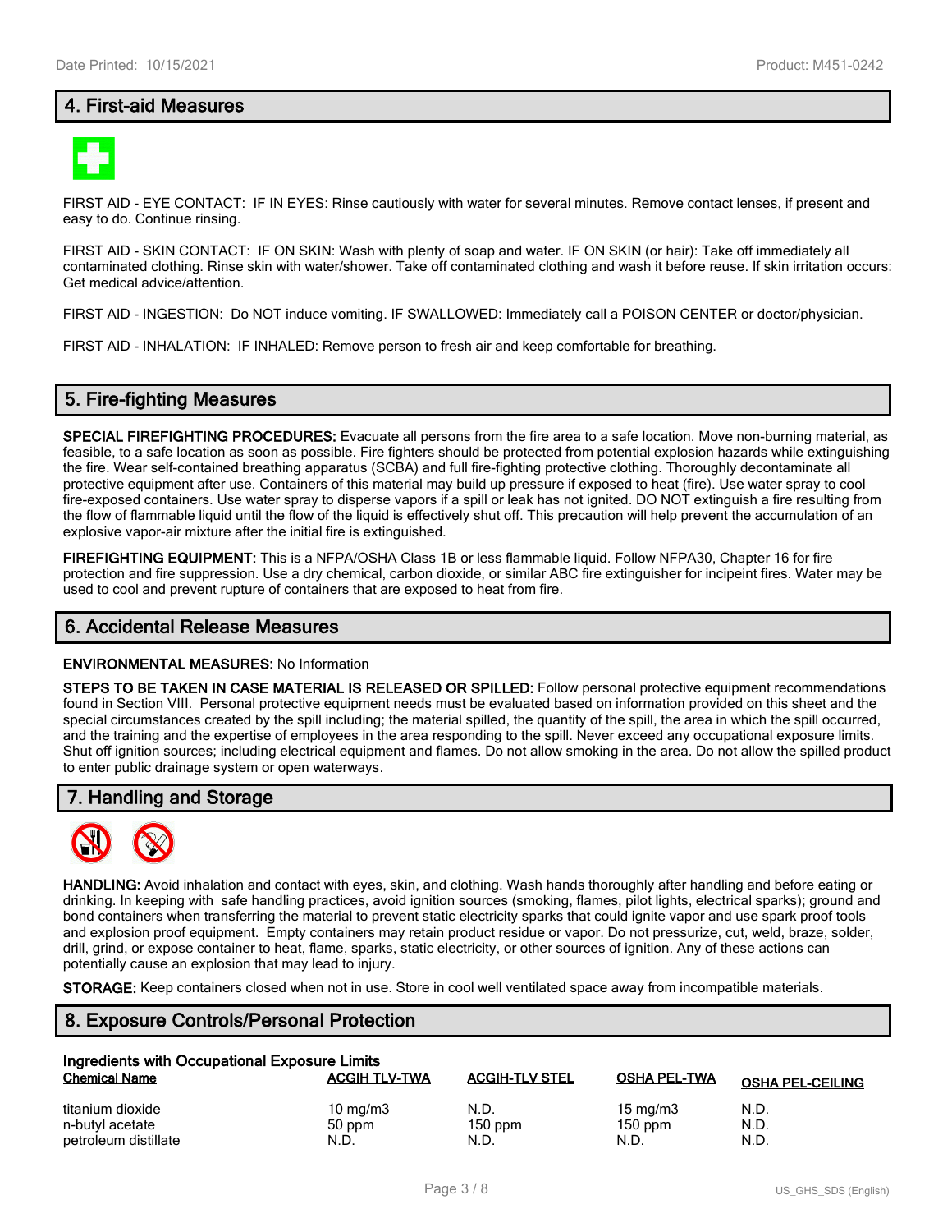## 4. First-aid Measures

FIRST AID - EYE CONTACT: IF IN EYES: Rinse cautiously with water for several minutes. Remove contact lenses, if present and easy to do. Continue rinsing.

FIRST AID - SKIN CONTACT: IF ON SKIN: Wash with plenty of soap and water. IF ON SKIN (or hair): Take off immediately all contaminated clothing. Rinse skin with water/shower. Take off contaminated clothing and wash it before reuse. If skin irritation occurs: Get medical advice/attention.

FIRST AID - INGESTION: Do NOT induce vomiting. IF SWALLOWED: Immediately call a POISON CENTER or doctor/physician.

FIRST AID - INHALATION: IF INHALED: Remove person to fresh air and keep comfortable for breathing.

## 5. Fire-fighting Measures

**SPECIAL FIREFIGHTING PROCEDURES:** Evacuate all persons from the fire area to a safe location. Move non-burning material, as feasible, to a safe location as soon as possible. Fire fighters should be protected from potential explosion hazards while extinguishing the fire. Wear self-contained breathing apparatus (SCBA) and full fire-fighting protective clothing. Thoroughly decontaminate all protective equipment after use. Containers of this material may build up pressure if exposed to heat (fire). Use water spray to cool fire-exposed containers. Use water spray to disperse vapors if a spill or leak has not ignited. DO NOT extinguish a fire resulting from the flow of flammable liquid until the flow of the liquid is effectively shut off. This precaution will help prevent the accumulation of an explosive vapor-air mixture after the initial fire is extinguished.

**FIREFIGHTING EQUIPMENT:** This is a NFPA/OSHA Class 1B or less flammable liquid. Follow NFPA30, Chapter 16 for fire protection and fire suppression. Use a dry chemical, carbon dioxide, or similar ABC fire extinguisher for incipeint fires. Water may be used to cool and prevent rupture of containers that are exposed to heat from fire.

## 6. Accidental Release Measures

**ENVIRONMENTAL MEASURES:** No Information

**STEPS TO BE TAKEN IN CASE MATERIAL IS RELEASED OR SPILLED:** Follow personal protective equipment recommendations found in Section VIII. Personal protective equipment needs must be evaluated based on information provided on this sheet and the special circumstances created by the spill including; the material spilled, the quantity of the spill, the area in which the spill occurred, and the training and the expertise of employees in the area responding to the spill. Never exceed any occupational exposure limits. Shut off ignition sources; including electrical equipment and flames. Do not allow smoking in the area. Do not allow the spilled product to enter public drainage system or open waterways.

## 7. Handling and Storage

**HANDLING:** Avoid inhalation and contact with eyes, skin, and clothing. Wash hands thoroughly after handling and before eating or drinking. In keeping with safe handling practices, avoid ignition sources (smoking, flames, pilot lights, electrical sparks); ground and bond containers when transferring the material to prevent static electricity sparks that could ignite vapor and use spark proof tools and explosion proof equipment. Empty containers may retain product residue or vapor. Do not pressurize, cut, weld, braze, solder, drill, grind, or expose container to heat, flame, sparks, static electricity, or other sources of ignition. Any of these actions can potentially cause an explosion that may lead to injury.

**STORAGE:** Keep containers closed when not in use. Store in cool well ventilated space away from incompatible materials.

## 8. Exposure Controls/Personal Protection

**Ingredients with Occupational Exposure Limits**

| Chemical Name | ACGIH TLV-TWA | ACGIH-TLV STEL | OSHA PEL-TWA | OSHA PEL-CEILING |
|---|---|---|---|---|
| titanium dioxide | 10 mg/m3 | N.D. | 15 mg/m3 | N.D. |
| n-butyl acetate | 50 ppm | 150 ppm | 150 ppm | N.D. |
| petroleum distillate | N.D. | N.D. | N.D. | N.D. |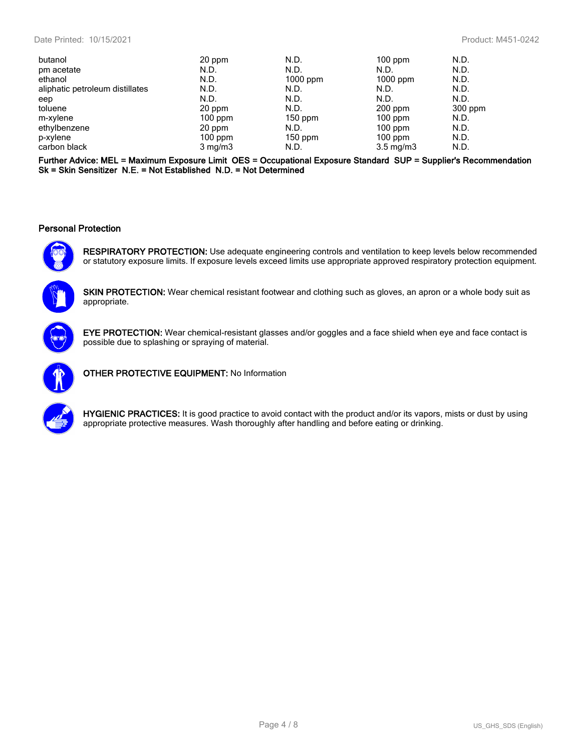| | | | | |
|---|---|---|---|---|
| butanol | 20 ppm | N.D. | 100 ppm | N.D. |
| pm acetate | N.D. | N.D. | N.D. | N.D. |
| ethanol | N.D. | 1000 ppm | 1000 ppm | N.D. |
| aliphatic petroleum distillates | N.D. | N.D. | N.D. | N.D. |
| eep | N.D. | N.D. | N.D. | N.D. |
| toluene | 20 ppm | N.D. | 200 ppm | 300 ppm |
| m-xylene | 100 ppm | 150 ppm | 100 ppm | N.D. |
| ethylbenzene | 20 ppm | N.D. | 100 ppm | N.D. |
| p-xylene | 100 ppm | 150 ppm | 100 ppm | N.D. |
| carbon black | 3 mg/m3 | N.D. | 3.5 mg/m3 | N.D. |

**Further Advice: MEL = Maximum Exposure Limit OES = Occupational Exposure Standard SUP = Supplier's Recommendation Sk = Skin Sensitizer N.E. = Not Established N.D. = Not Determined**

### Personal Protection

**RESPIRATORY PROTECTION:** Use adequate engineering controls and ventilation to keep levels below recommended or statutory exposure limits. If exposure levels exceed limits use appropriate approved respiratory protection equipment.

**SKIN PROTECTION:** Wear chemical resistant footwear and clothing such as gloves, an apron or a whole body suit as appropriate.

**EYE PROTECTION:** Wear chemical-resistant glasses and/or goggles and a face shield when eye and face contact is possible due to splashing or spraying of material.

**OTHER PROTECTIVE EQUIPMENT:** No Information

**HYGIENIC PRACTICES:** It is good practice to avoid contact with the product and/or its vapors, mists or dust by using appropriate protective measures. Wash thoroughly after handling and before eating or drinking.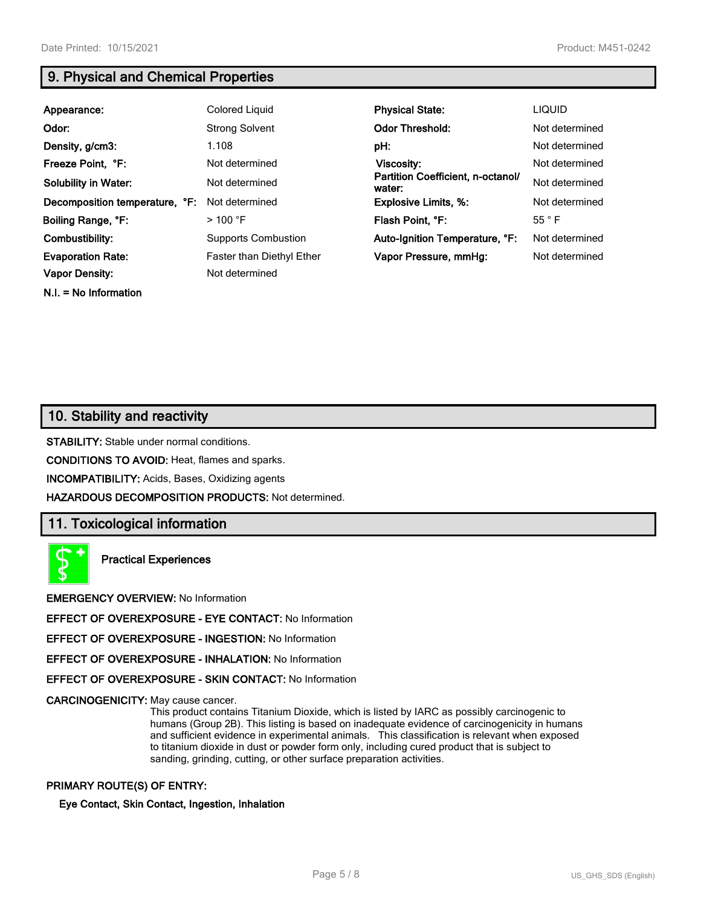## 9. Physical and Chemical Properties

| | | | |
|---|---|---|---|
| **Appearance:** | Colored Liquid | **Physical State:** | LIQUID |
| **Odor:** | Strong Solvent | **Odor Threshold:** | Not determined |
| **Density, g/cm3:** | 1.108 | **pH:** | Not determined |
| **Freeze Point, °F:** | Not determined | **Viscosity:** | Not determined |
| **Solubility in Water:** | Not determined | **Partition Coefficient, n-octanol/ water:** | Not determined |
| **Decomposition temperature, °F:** | Not determined | **Explosive Limits, %:** | Not determined |
| **Boiling Range, °F:** | > 100 °F | **Flash Point, °F:** | 55 ° F |
| **Combustibility:** | Supports Combustion | **Auto-Ignition Temperature, °F:** | Not determined |
| **Evaporation Rate:** | Faster than Diethyl Ether | **Vapor Pressure, mmHg:** | Not determined |
| **Vapor Density:** | Not determined | | |

**N.I. = No Information**

## 10. Stability and reactivity

**STABILITY:** Stable under normal conditions.

**CONDITIONS TO AVOID:** Heat, flames and sparks.

**INCOMPATIBILITY:** Acids, Bases, Oxidizing agents

**HAZARDOUS DECOMPOSITION PRODUCTS:** Not determined.

## 11. Toxicological information

**Practical Experiences**

**EMERGENCY OVERVIEW:** No Information

**EFFECT OF OVEREXPOSURE - EYE CONTACT:** No Information

**EFFECT OF OVEREXPOSURE - INGESTION:** No Information

**EFFECT OF OVEREXPOSURE - INHALATION:** No Information

**EFFECT OF OVEREXPOSURE - SKIN CONTACT:** No Information

**CARCINOGENICITY:** May cause cancer.

This product contains Titanium Dioxide, which is listed by IARC as possibly carcinogenic to humans (Group 2B). This listing is based on inadequate evidence of carcinogenicity in humans and sufficient evidence in experimental animals. This classification is relevant when exposed to titanium dioxide in dust or powder form only, including cured product that is subject to sanding, grinding, cutting, or other surface preparation activities.

**PRIMARY ROUTE(S) OF ENTRY:**

**Eye Contact, Skin Contact, Ingestion, Inhalation**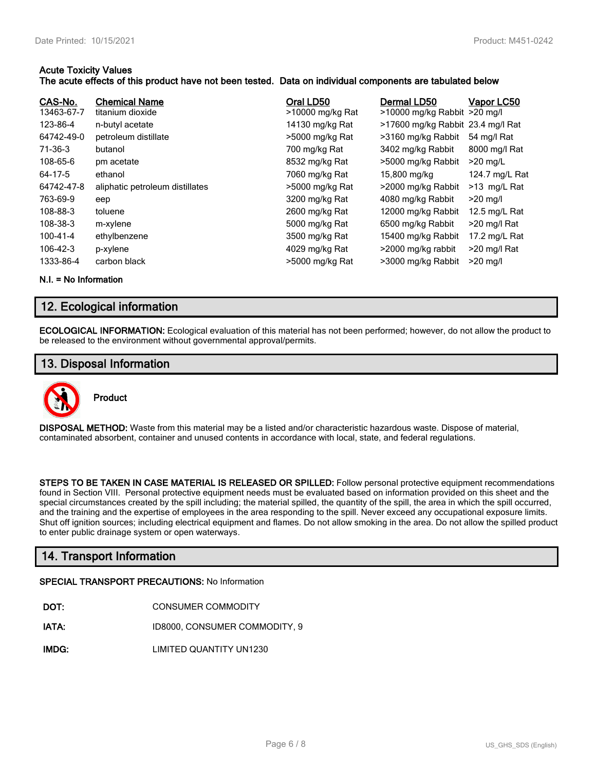**Acute Toxicity Values**
**The acute effects of this product have not been tested. Data on individual components are tabulated below**

| CAS-No. | Chemical Name | Oral LD50 | Dermal LD50 | Vapor LC50 |
|---|---|---|---|---|
| 13463-67-7 | titanium dioxide | >10000 mg/kg Rat | >10000 mg/kg Rabbit | >20 mg/l |
| 123-86-4 | n-butyl acetate | 14130 mg/kg Rat | >17600 mg/kg Rabbit | 23.4 mg/l Rat |
| 64742-49-0 | petroleum distillate | >5000 mg/kg Rat | >3160 mg/kg Rabbit | 54 mg/l Rat |
| 71-36-3 | butanol | 700 mg/kg Rat | 3402 mg/kg Rabbit | 8000 mg/l Rat |
| 108-65-6 | pm acetate | 8532 mg/kg Rat | >5000 mg/kg Rabbit | >20 mg/L |
| 64-17-5 | ethanol | 7060 mg/kg Rat | 15,800 mg/kg | 124.7 mg/L Rat |
| 64742-47-8 | aliphatic petroleum distillates | >5000 mg/kg Rat | >2000 mg/kg Rabbit | >13 mg/L Rat |
| 763-69-9 | eep | 3200 mg/kg Rat | 4080 mg/kg Rabbit | >20 mg/l |
| 108-88-3 | toluene | 2600 mg/kg Rat | 12000 mg/kg Rabbit | 12.5 mg/L Rat |
| 108-38-3 | m-xylene | 5000 mg/kg Rat | 6500 mg/kg Rabbit | >20 mg/l Rat |
| 100-41-4 | ethylbenzene | 3500 mg/kg Rat | 15400 mg/kg Rabbit | 17.2 mg/L Rat |
| 106-42-3 | p-xylene | 4029 mg/kg Rat | >2000 mg/kg rabbit | >20 mg/l Rat |
| 1333-86-4 | carbon black | >5000 mg/kg Rat | >3000 mg/kg Rabbit | >20 mg/l |

**N.I. = No Information**

## 12. Ecological information

**ECOLOGICAL INFORMATION:** Ecological evaluation of this material has not been performed; however, do not allow the product to be released to the environment without governmental approval/permits.

## 13. Disposal Information

**Product**

**DISPOSAL METHOD:** Waste from this material may be a listed and/or characteristic hazardous waste. Dispose of material, contaminated absorbent, container and unused contents in accordance with local, state, and federal regulations.

**STEPS TO BE TAKEN IN CASE MATERIAL IS RELEASED OR SPILLED:** Follow personal protective equipment recommendations found in Section VIII. Personal protective equipment needs must be evaluated based on information provided on this sheet and the special circumstances created by the spill including; the material spilled, the quantity of the spill, the area in which the spill occurred, and the training and the expertise of employees in the area responding to the spill. Never exceed any occupational exposure limits. Shut off ignition sources; including electrical equipment and flames. Do not allow smoking in the area. Do not allow the spilled product to enter public drainage system or open waterways.

## 14. Transport Information

**SPECIAL TRANSPORT PRECAUTIONS:** No Information

**DOT:** CONSUMER COMMODITY

**IATA:** ID8000, CONSUMER COMMODITY, 9

**IMDG:** LIMITED QUANTITY UN1230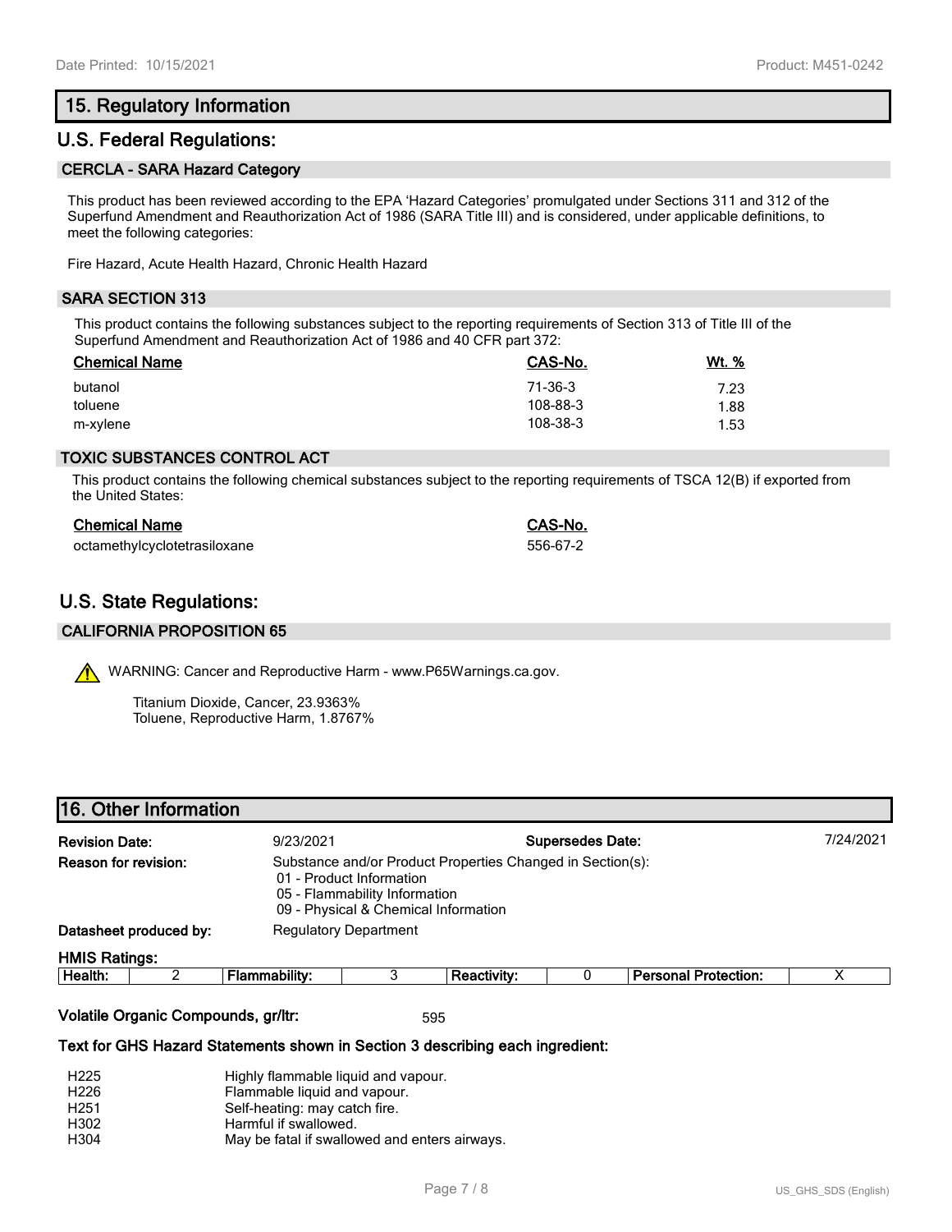## 15. Regulatory Information

## U.S. Federal Regulations:

### CERCLA - SARA Hazard Category

This product has been reviewed according to the EPA 'Hazard Categories' promulgated under Sections 311 and 312 of the Superfund Amendment and Reauthorization Act of 1986 (SARA Title III) and is considered, under applicable definitions, to meet the following categories:

Fire Hazard, Acute Health Hazard, Chronic Health Hazard

### SARA SECTION 313

This product contains the following substances subject to the reporting requirements of Section 313 of Title III of the Superfund Amendment and Reauthorization Act of 1986 and 40 CFR part 372:

| Chemical Name | CAS-No. | Wt. % |
|---|---|---|
| butanol | 71-36-3 | 7.23 |
| toluene | 108-88-3 | 1.88 |
| m-xylene | 108-38-3 | 1.53 |

### TOXIC SUBSTANCES CONTROL ACT

This product contains the following chemical substances subject to the reporting requirements of TSCA 12(B) if exported from the United States:

| Chemical Name | CAS-No. |
|---|---|
| octamethylcyclotetrasiloxane | 556-67-2 |

## U.S. State Regulations:

### CALIFORNIA PROPOSITION 65

WARNING: Cancer and Reproductive Harm - www.P65Warnings.ca.gov.

Titanium Dioxide, Cancer, 23.9363%
Toluene, Reproductive Harm, 1.8767%

## 16. Other Information

**Revision Date:** 9/23/2021 **Supersedes Date:** 7/24/2021

**Reason for revision:** Substance and/or Product Properties Changed in Section(s):
- 01 - Product Information
- 05 - Flammability Information
- 09 - Physical & Chemical Information

**Datasheet produced by:** Regulatory Department

**HMIS Ratings:**

| Health: | 2 | Flammability: | 3 | Reactivity: | 0 | Personal Protection: | X |
|---|---|---|---|---|---|---|---|

**Volatile Organic Compounds, gr/ltr:** 595

**Text for GHS Hazard Statements shown in Section 3 describing each ingredient:**

| | |
|---|---|
| H225 | Highly flammable liquid and vapour. |
| H226 | Flammable liquid and vapour. |
| H251 | Self-heating: may catch fire. |
| H302 | Harmful if swallowed. |
| H304 | May be fatal if swallowed and enters airways. |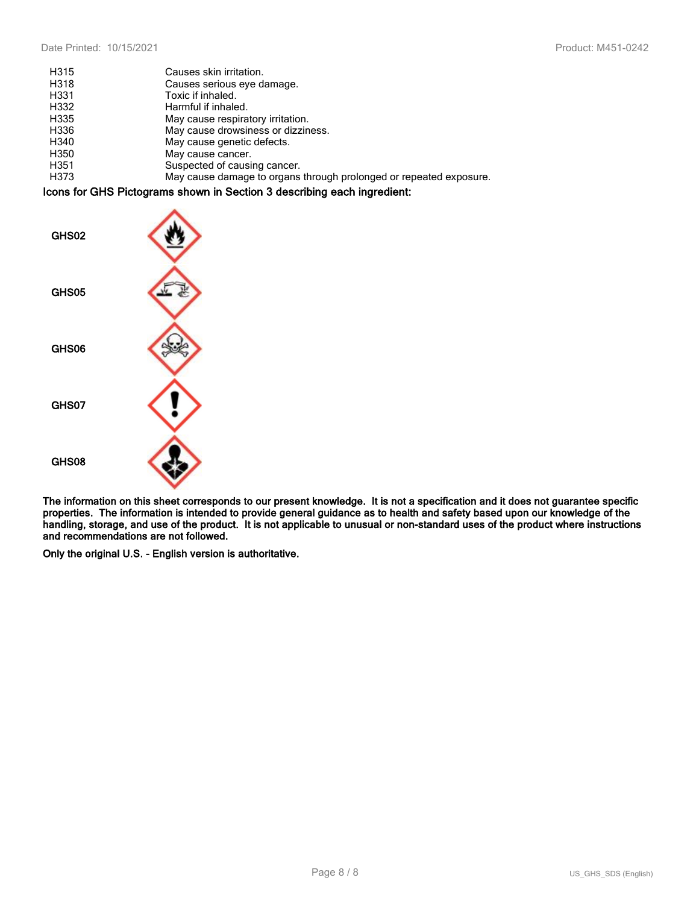| | |
|---|---|
| H315 | Causes skin irritation. |
| H318 | Causes serious eye damage. |
| H331 | Toxic if inhaled. |
| H332 | Harmful if inhaled. |
| H335 | May cause respiratory irritation. |
| H336 | May cause drowsiness or dizziness. |
| H340 | May cause genetic defects. |
| H350 | May cause cancer. |
| H351 | Suspected of causing cancer. |
| H373 | May cause damage to organs through prolonged or repeated exposure. |

**Icons for GHS Pictograms shown in Section 3 describing each ingredient:**

GHS02

GHS05

GHS06

GHS07

GHS08

**The information on this sheet corresponds to our present knowledge. It is not a specification and it does not guarantee specific properties. The information is intended to provide general guidance as to health and safety based upon our knowledge of the handling, storage, and use of the product. It is not applicable to unusual or non-standard uses of the product where instructions and recommendations are not followed.**

**Only the original U.S. - English version is authoritative.**